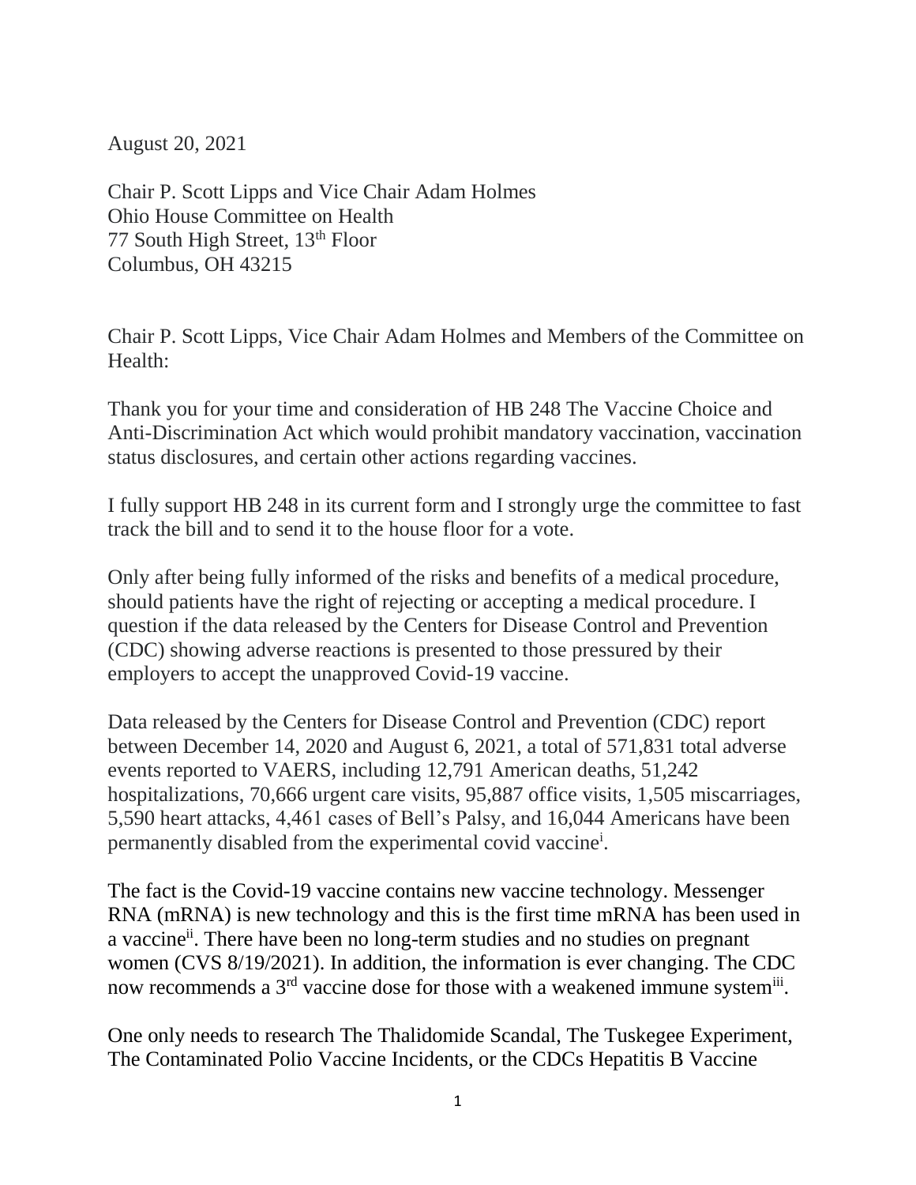August 20, 2021

Chair P. Scott Lipps and Vice Chair Adam Holmes
Ohio House Committee on Health
77 South High Street, 13th Floor
Columbus, OH 43215

Chair P. Scott Lipps, Vice Chair Adam Holmes and Members of the Committee on Health:

Thank you for your time and consideration of HB 248 The Vaccine Choice and Anti-Discrimination Act which would prohibit mandatory vaccination, vaccination status disclosures, and certain other actions regarding vaccines.

I fully support HB 248 in its current form and I strongly urge the committee to fast track the bill and to send it to the house floor for a vote.

Only after being fully informed of the risks and benefits of a medical procedure, should patients have the right of rejecting or accepting a medical procedure. I question if the data released by the Centers for Disease Control and Prevention (CDC) showing adverse reactions is presented to those pressured by their employers to accept the unapproved Covid-19 vaccine.

Data released by the Centers for Disease Control and Prevention (CDC) report between December 14, 2020 and August 6, 2021, a total of 571,831 total adverse events reported to VAERS, including 12,791 American deaths, 51,242 hospitalizations, 70,666 urgent care visits, 95,887 office visits, 1,505 miscarriages, 5,590 heart attacks, 4,461 cases of Bell's Palsy, and 16,044 Americans have been permanently disabled from the experimental covid vaccine[i].

The fact is the Covid-19 vaccine contains new vaccine technology. Messenger RNA (mRNA) is new technology and this is the first time mRNA has been used in a vaccine[ii]. There have been no long-term studies and no studies on pregnant women (CVS 8/19/2021). In addition, the information is ever changing. The CDC now recommends a 3rd vaccine dose for those with a weakened immune system[iii].

One only needs to research The Thalidomide Scandal, The Tuskegee Experiment, The Contaminated Polio Vaccine Incidents, or the CDCs Hepatitis B Vaccine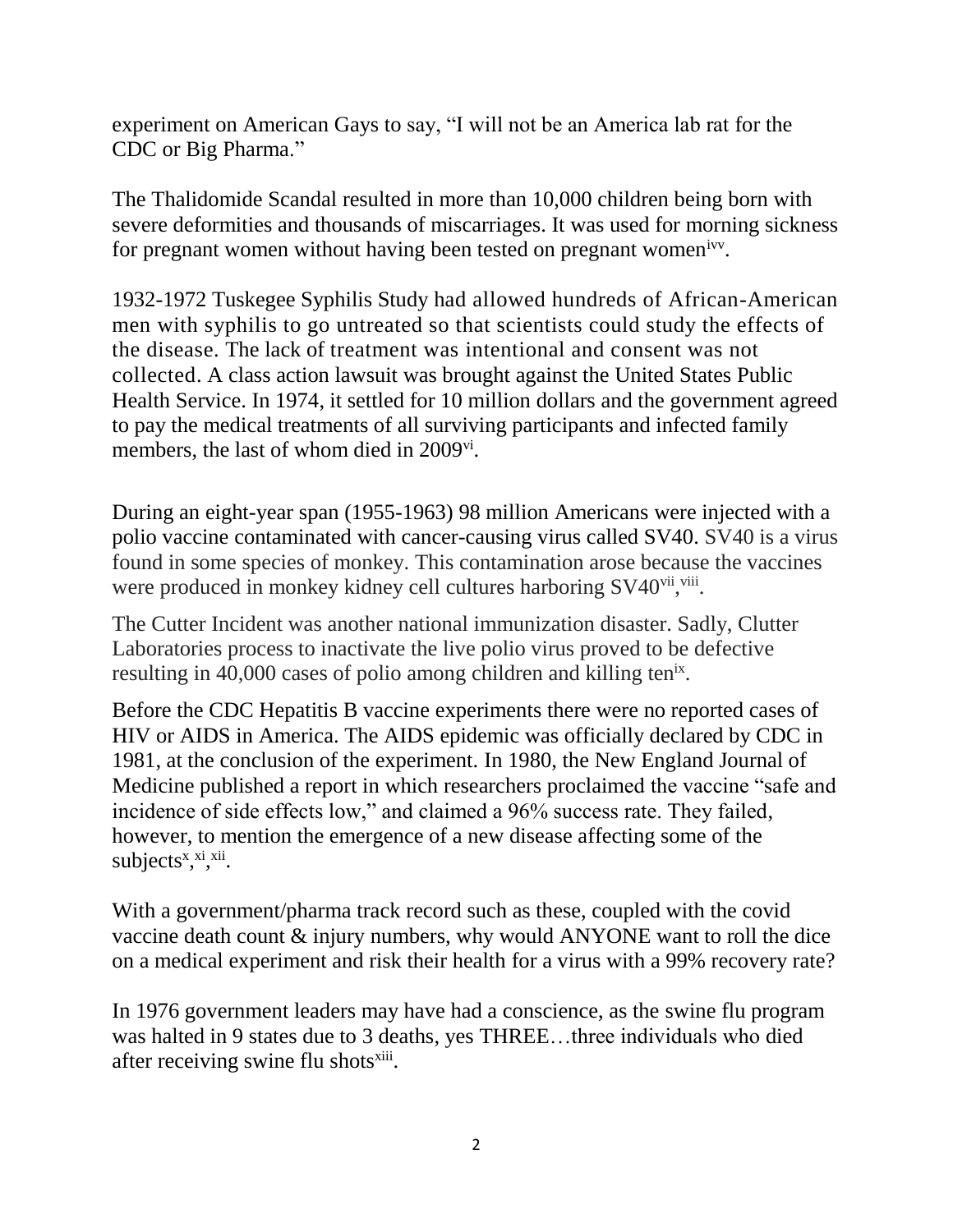experiment on American Gays to say, "I will not be an America lab rat for the CDC or Big Pharma."

The Thalidomide Scandal resulted in more than 10,000 children being born with severe deformities and thousands of miscarriages. It was used for morning sickness for pregnant women without having been tested on pregnant women[ivv].

1932-1972 Tuskegee Syphilis Study had allowed hundreds of African-American men with syphilis to go untreated so that scientists could study the effects of the disease. The lack of treatment was intentional and consent was not collected. A class action lawsuit was brought against the United States Public Health Service. In 1974, it settled for 10 million dollars and the government agreed to pay the medical treatments of all surviving participants and infected family members, the last of whom died in 2009[vi].

During an eight-year span (1955-1963) 98 million Americans were injected with a polio vaccine contaminated with cancer-causing virus called SV40. SV40 is a virus found in some species of monkey. This contamination arose because the vaccines were produced in monkey kidney cell cultures harboring SV40[vii,viii].

The Cutter Incident was another national immunization disaster. Sadly, Clutter Laboratories process to inactivate the live polio virus proved to be defective resulting in 40,000 cases of polio among children and killing ten[ix].

Before the CDC Hepatitis B vaccine experiments there were no reported cases of HIV or AIDS in America. The AIDS epidemic was officially declared by CDC in 1981, at the conclusion of the experiment. In 1980, the New England Journal of Medicine published a report in which researchers proclaimed the vaccine "safe and incidence of side effects low," and claimed a 96% success rate. They failed, however, to mention the emergence of a new disease affecting some of the subjects[x,xi,xii].

With a government/pharma track record such as these, coupled with the covid vaccine death count & injury numbers, why would ANYONE want to roll the dice on a medical experiment and risk their health for a virus with a 99% recovery rate?

In 1976 government leaders may have had a conscience, as the swine flu program was halted in 9 states due to 3 deaths, yes THREE…three individuals who died after receiving swine flu shots[xiii].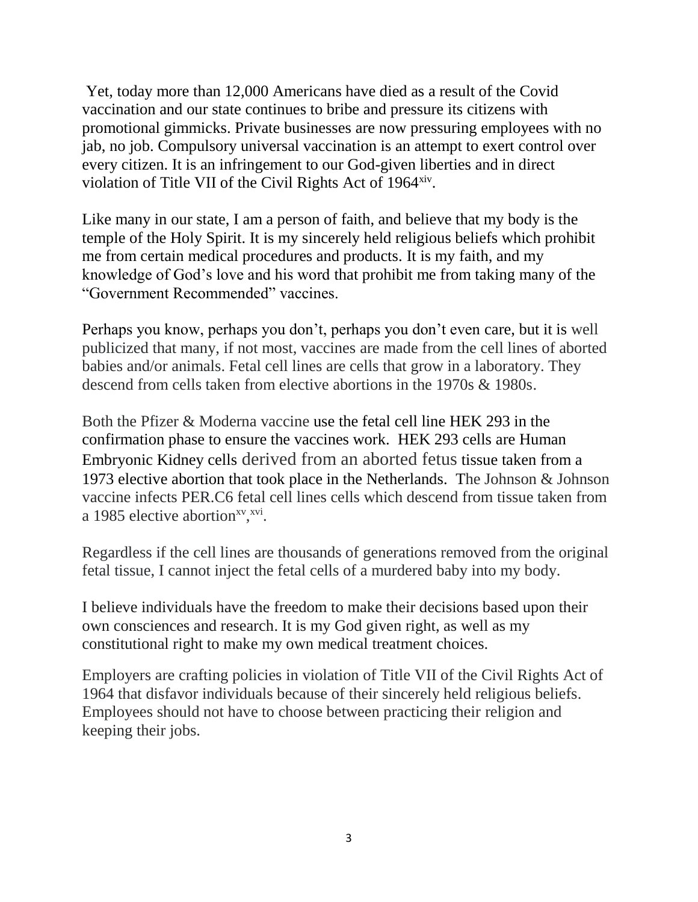Yet, today more than 12,000 Americans have died as a result of the Covid vaccination and our state continues to bribe and pressure its citizens with promotional gimmicks. Private businesses are now pressuring employees with no jab, no job. Compulsory universal vaccination is an attempt to exert control over every citizen. It is an infringement to our God-given liberties and in direct violation of Title VII of the Civil Rights Act of 1964[xiv].

Like many in our state, I am a person of faith, and believe that my body is the temple of the Holy Spirit. It is my sincerely held religious beliefs which prohibit me from certain medical procedures and products. It is my faith, and my knowledge of God's love and his word that prohibit me from taking many of the "Government Recommended" vaccines.

Perhaps you know, perhaps you don't, perhaps you don't even care, but it is well publicized that many, if not most, vaccines are made from the cell lines of aborted babies and/or animals. Fetal cell lines are cells that grow in a laboratory. They descend from cells taken from elective abortions in the 1970s & 1980s.

Both the Pfizer & Moderna vaccine use the fetal cell line HEK 293 in the confirmation phase to ensure the vaccines work. HEK 293 cells are Human Embryonic Kidney cells derived from an aborted fetus tissue taken from a 1973 elective abortion that took place in the Netherlands. The Johnson & Johnson vaccine infects PER.C6 fetal cell lines cells which descend from tissue taken from a 1985 elective abortion[xv,xvi].

Regardless if the cell lines are thousands of generations removed from the original fetal tissue, I cannot inject the fetal cells of a murdered baby into my body.

I believe individuals have the freedom to make their decisions based upon their own consciences and research. It is my God given right, as well as my constitutional right to make my own medical treatment choices.

Employers are crafting policies in violation of Title VII of the Civil Rights Act of 1964 that disfavor individuals because of their sincerely held religious beliefs. Employees should not have to choose between practicing their religion and keeping their jobs.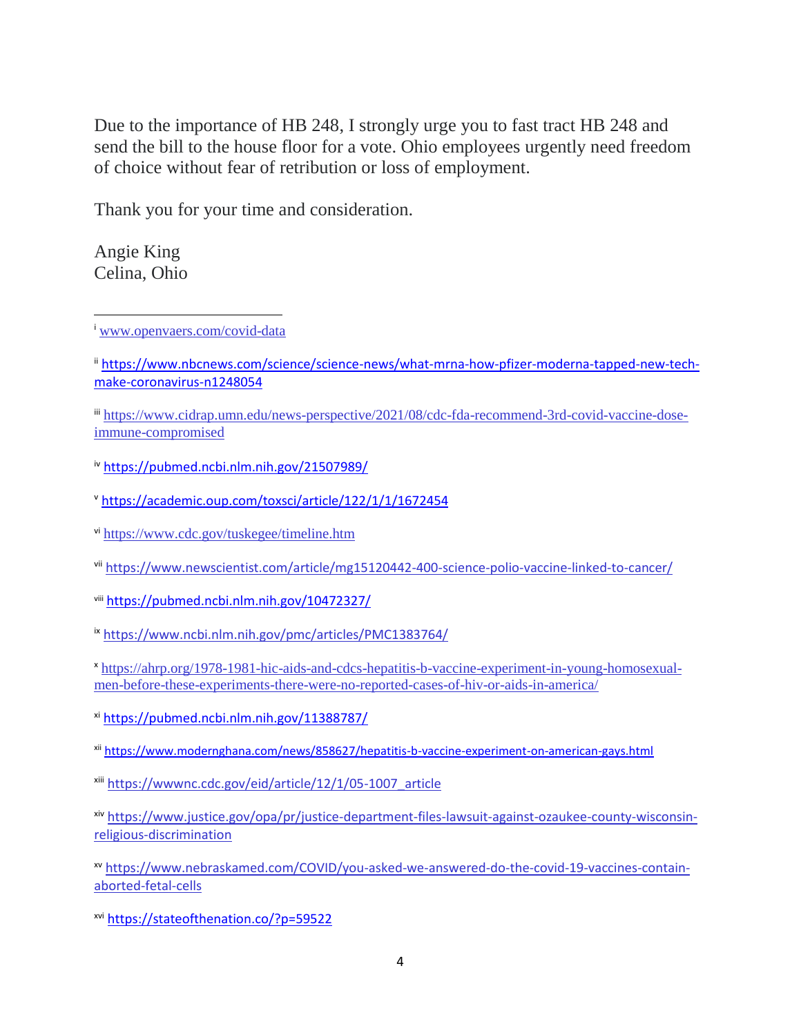Due to the importance of HB 248, I strongly urge you to fast tract HB 248 and send the bill to the house floor for a vote. Ohio employees urgently need freedom of choice without fear of retribution or loss of employment.

Thank you for your time and consideration.

Angie King
Celina, Ohio

---

[i] www.openvaers.com/covid-data

[ii] https://www.nbcnews.com/science/science-news/what-mrna-how-pfizer-moderna-tapped-new-tech-make-coronavirus-n1248054

[iii] https://www.cidrap.umn.edu/news-perspective/2021/08/cdc-fda-recommend-3rd-covid-vaccine-dose-immune-compromised

[iv] https://pubmed.ncbi.nlm.nih.gov/21507989/

[v] https://academic.oup.com/toxsci/article/122/1/1/1672454

[vi] https://www.cdc.gov/tuskegee/timeline.htm

[vii] https://www.newscientist.com/article/mg15120442-400-science-polio-vaccine-linked-to-cancer/

[viii] https://pubmed.ncbi.nlm.nih.gov/10472327/

[ix] https://www.ncbi.nlm.nih.gov/pmc/articles/PMC1383764/

[x] https://ahrp.org/1978-1981-hic-aids-and-cdcs-hepatitis-b-vaccine-experiment-in-young-homosexual-men-before-these-experiments-there-were-no-reported-cases-of-hiv-or-aids-in-america/

[xi] https://pubmed.ncbi.nlm.nih.gov/11388787/

[xii] https://www.modernghana.com/news/858627/hepatitis-b-vaccine-experiment-on-american-gays.html

[xiii] https://wwwnc.cdc.gov/eid/article/12/1/05-1007_article

[xiv] https://www.justice.gov/opa/pr/justice-department-files-lawsuit-against-ozaukee-county-wisconsin-religious-discrimination

[xv] https://www.nebraskamed.com/COVID/you-asked-we-answered-do-the-covid-19-vaccines-contain-aborted-fetal-cells

[xvi] https://stateofthenation.co/?p=59522